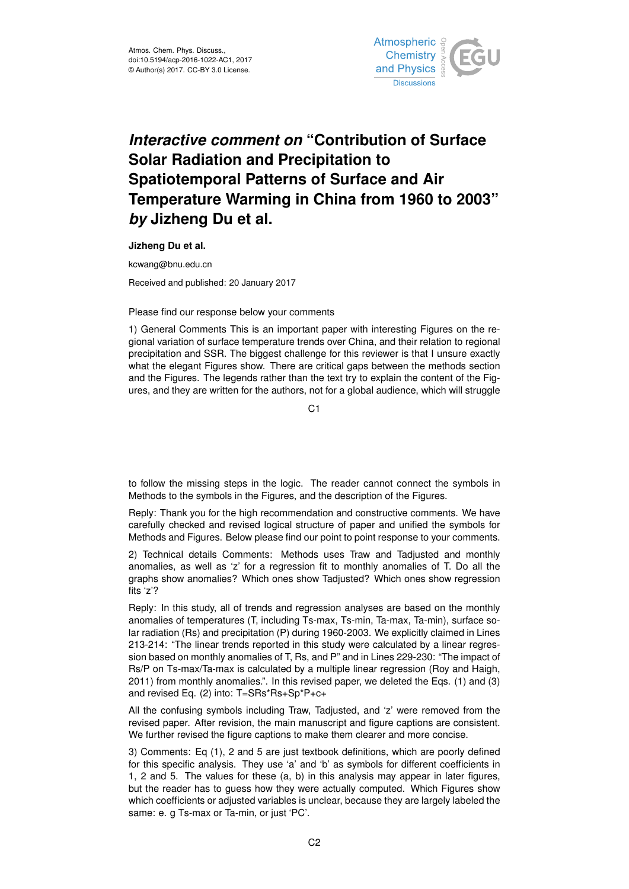# *Interactive comment on* "Contribution of Surface Solar Radiation and Precipitation to Spatiotemporal Patterns of Surface and Air Temperature Warming in China from 1960 to 2003" *by* Jizheng Du et al.

**Jizheng Du et al.**

kcwang@bnu.edu.cn

Received and published: 20 January 2017

Please find our response below your comments

1) General Comments This is an important paper with interesting Figures on the regional variation of surface temperature trends over China, and their relation to regional precipitation and SSR. The biggest challenge for this reviewer is that I unsure exactly what the elegant Figures show. There are critical gaps between the methods section and the Figures. The legends rather than the text try to explain the content of the Figures, and they are written for the authors, not for a global audience, which will struggle to follow the missing steps in the logic. The reader cannot connect the symbols in Methods to the symbols in the Figures, and the description of the Figures.

Reply: Thank you for the high recommendation and constructive comments. We have carefully checked and revised logical structure of paper and unified the symbols for Methods and Figures. Below please find our point to point response to your comments.

2) Technical details Comments: Methods uses Traw and Tadjusted and monthly anomalies, as well as 'z' for a regression fit to monthly anomalies of T. Do all the graphs show anomalies? Which ones show Tadjusted? Which ones show regression fits 'z'?

Reply: In this study, all of trends and regression analyses are based on the monthly anomalies of temperatures (T, including Ts-max, Ts-min, Ta-max, Ta-min), surface solar radiation (Rs) and precipitation (P) during 1960-2003. We explicitly claimed in Lines 213-214: "The linear trends reported in this study were calculated by a linear regression based on monthly anomalies of T, Rs, and P" and in Lines 229-230: "The impact of Rs/P on Ts-max/Ta-max is calculated by a multiple linear regression (Roy and Haigh, 2011) from monthly anomalies.". In this revised paper, we deleted the Eqs. (1) and (3) and revised Eq. (2) into: T=SRs*Rs+Sp*P+c+

All the confusing symbols including Traw, Tadjusted, and 'z' were removed from the revised paper. After revision, the main manuscript and figure captions are consistent. We further revised the figure captions to make them clearer and more concise.

3) Comments: Eq (1), 2 and 5 are just textbook definitions, which are poorly defined for this specific analysis. They use 'a' and 'b' as symbols for different coefficients in 1, 2 and 5. The values for these (a, b) in this analysis may appear in later figures, but the reader has to guess how they were actually computed. Which Figures show which coefficients or adjusted variables is unclear, because they are largely labeled the same: e. g Ts-max or Ta-min, or just 'PC'.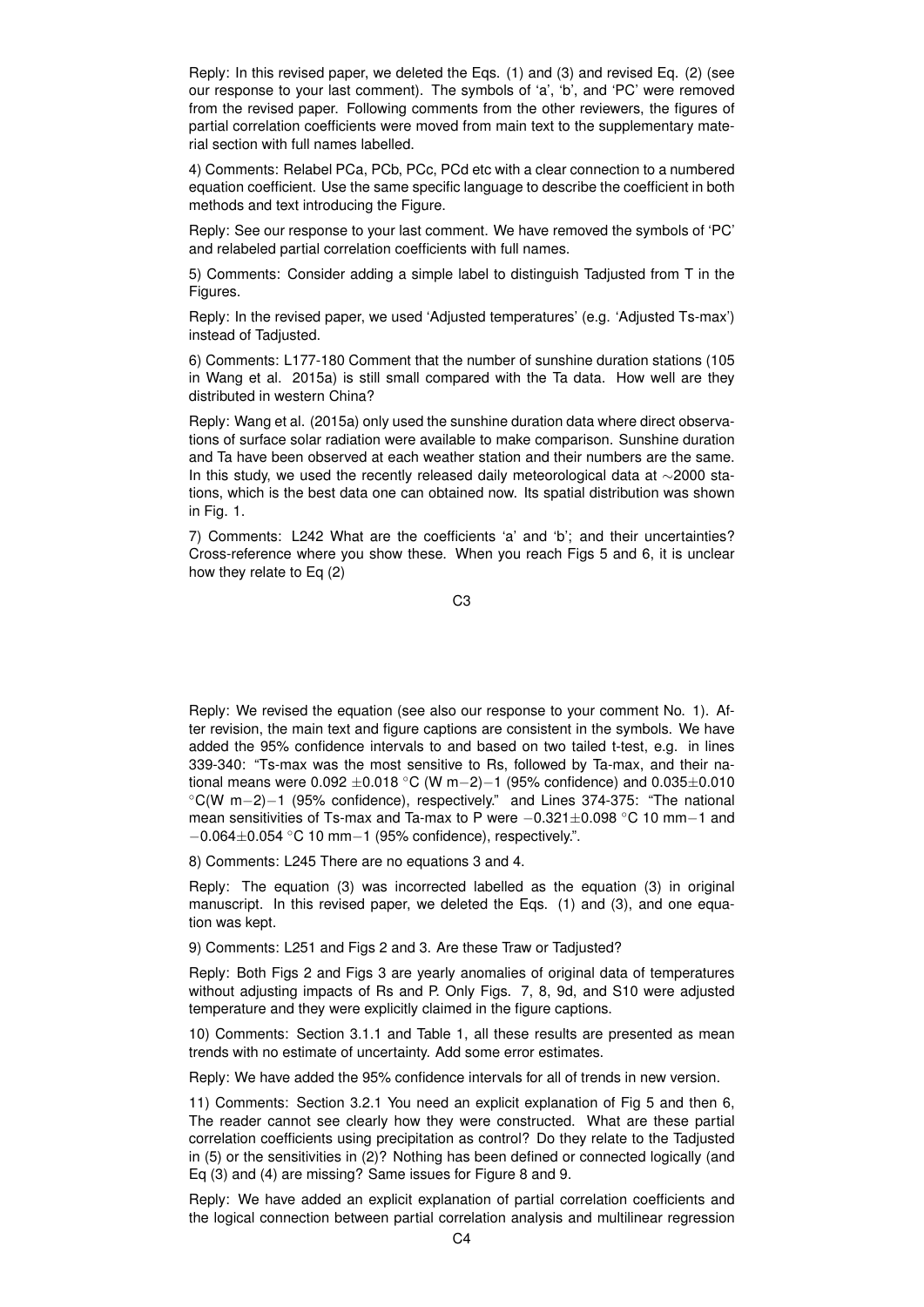Reply: In this revised paper, we deleted the Eqs. (1) and (3) and revised Eq. (2) (see our response to your last comment). The symbols of 'a', 'b', and 'PC' were removed from the revised paper. Following comments from the other reviewers, the figures of partial correlation coefficients were moved from main text to the supplementary material section with full names labelled.

4) Comments: Relabel PCa, PCb, PCc, PCd etc with a clear connection to a numbered equation coefficient. Use the same specific language to describe the coefficient in both methods and text introducing the Figure.

Reply: See our response to your last comment. We have removed the symbols of 'PC' and relabeled partial correlation coefficients with full names.

5) Comments: Consider adding a simple label to distinguish Tadjusted from T in the Figures.

Reply: In the revised paper, we used 'Adjusted temperatures' (e.g. 'Adjusted Ts-max') instead of Tadjusted.

6) Comments: L177-180 Comment that the number of sunshine duration stations (105 in Wang et al. 2015a) is still small compared with the Ta data. How well are they distributed in western China?

Reply: Wang et al. (2015a) only used the sunshine duration data where direct observations of surface solar radiation were available to make comparison. Sunshine duration and Ta have been observed at each weather station and their numbers are the same. In this study, we used the recently released daily meteorological data at ∼2000 stations, which is the best data one can obtained now. Its spatial distribution was shown in Fig. 1.

7) Comments: L242 What are the coefficients 'a' and 'b'; and their uncertainties? Cross-reference where you show these. When you reach Figs 5 and 6, it is unclear how they relate to Eq (2)

Reply: We revised the equation (see also our response to your comment No. 1). After revision, the main text and figure captions are consistent in the symbols. We have added the 95% confidence intervals to and based on two tailed t-test, e.g. in lines 339-340: "Ts-max was the most sensitive to Rs, followed by Ta-max, and their national means were 0.092 $\pm$0.018 °C (W m−2)−1 (95% confidence) and 0.035$\pm$0.010 °C(W m−2)−1 (95% confidence), respectively." and Lines 374-375: "The national mean sensitivities of Ts-max and Ta-max to P were −0.321$\pm$0.098 °C 10 mm−1 and −0.064$\pm$0.054 °C 10 mm−1 (95% confidence), respectively.".

8) Comments: L245 There are no equations 3 and 4.

Reply: The equation (3) was incorrected labelled as the equation (3) in original manuscript. In this revised paper, we deleted the Eqs. (1) and (3), and one equation was kept.

9) Comments: L251 and Figs 2 and 3. Are these Traw or Tadjusted?

Reply: Both Figs 2 and Figs 3 are yearly anomalies of original data of temperatures without adjusting impacts of Rs and P. Only Figs. 7, 8, 9d, and S10 were adjusted temperature and they were explicitly claimed in the figure captions.

10) Comments: Section 3.1.1 and Table 1, all these results are presented as mean trends with no estimate of uncertainty. Add some error estimates.

Reply: We have added the 95% confidence intervals for all of trends in new version.

11) Comments: Section 3.2.1 You need an explicit explanation of Fig 5 and then 6, The reader cannot see clearly how they were constructed. What are these partial correlation coefficients using precipitation as control? Do they relate to the Tadjusted in (5) or the sensitivities in (2)? Nothing has been defined or connected logically (and Eq (3) and (4) are missing? Same issues for Figure 8 and 9.

Reply: We have added an explicit explanation of partial correlation coefficients and the logical connection between partial correlation analysis and multilinear regression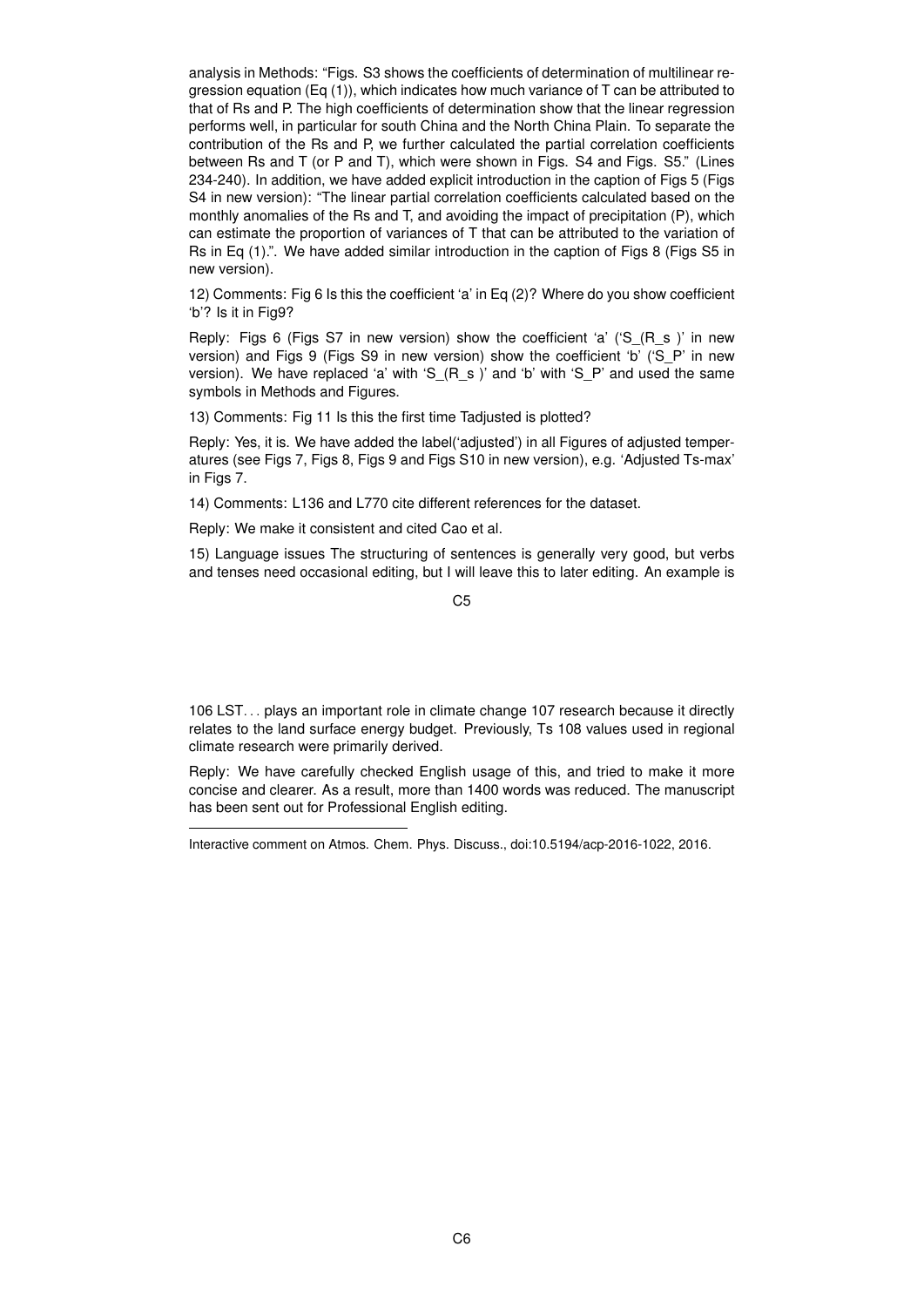analysis in Methods: "Figs. S3 shows the coefficients of determination of multilinear regression equation (Eq (1)), which indicates how much variance of T can be attributed to that of Rs and P. The high coefficients of determination show that the linear regression performs well, in particular for south China and the North China Plain. To separate the contribution of the Rs and P, we further calculated the partial correlation coefficients between Rs and T (or P and T), which were shown in Figs. S4 and Figs. S5." (Lines 234-240). In addition, we have added explicit introduction in the caption of Figs 5 (Figs S4 in new version): "The linear partial correlation coefficients calculated based on the monthly anomalies of the Rs and T, and avoiding the impact of precipitation (P), which can estimate the proportion of variances of T that can be attributed to the variation of Rs in Eq (1).". We have added similar introduction in the caption of Figs 8 (Figs S5 in new version).

12) Comments: Fig 6 Is this the coefficient 'a' in Eq (2)? Where do you show coefficient 'b'? Is it in Fig9?

Reply: Figs 6 (Figs S7 in new version) show the coefficient 'a' ('S_(R_s )' in new version) and Figs 9 (Figs S9 in new version) show the coefficient 'b' ('S_P' in new version). We have replaced 'a' with 'S_(R_s )' and 'b' with 'S_P' and used the same symbols in Methods and Figures.

13) Comments: Fig 11 Is this the first time Tadjusted is plotted?

Reply: Yes, it is. We have added the label('adjusted') in all Figures of adjusted temperatures (see Figs 7, Figs 8, Figs 9 and Figs S10 in new version), e.g. 'Adjusted Ts-max' in Figs 7.

14) Comments: L136 and L770 cite different references for the dataset.

Reply: We make it consistent and cited Cao et al.

15) Language issues The structuring of sentences is generally very good, but verbs and tenses need occasional editing, but I will leave this to later editing. An example is

106 LST. . . plays an important role in climate change 107 research because it directly relates to the land surface energy budget. Previously, Ts 108 values used in regional climate research were primarily derived.

Reply: We have carefully checked English usage of this, and tried to make it more concise and clearer. As a result, more than 1400 words was reduced. The manuscript has been sent out for Professional English editing.

---

Interactive comment on Atmos. Chem. Phys. Discuss., doi:10.5194/acp-2016-1022, 2016.